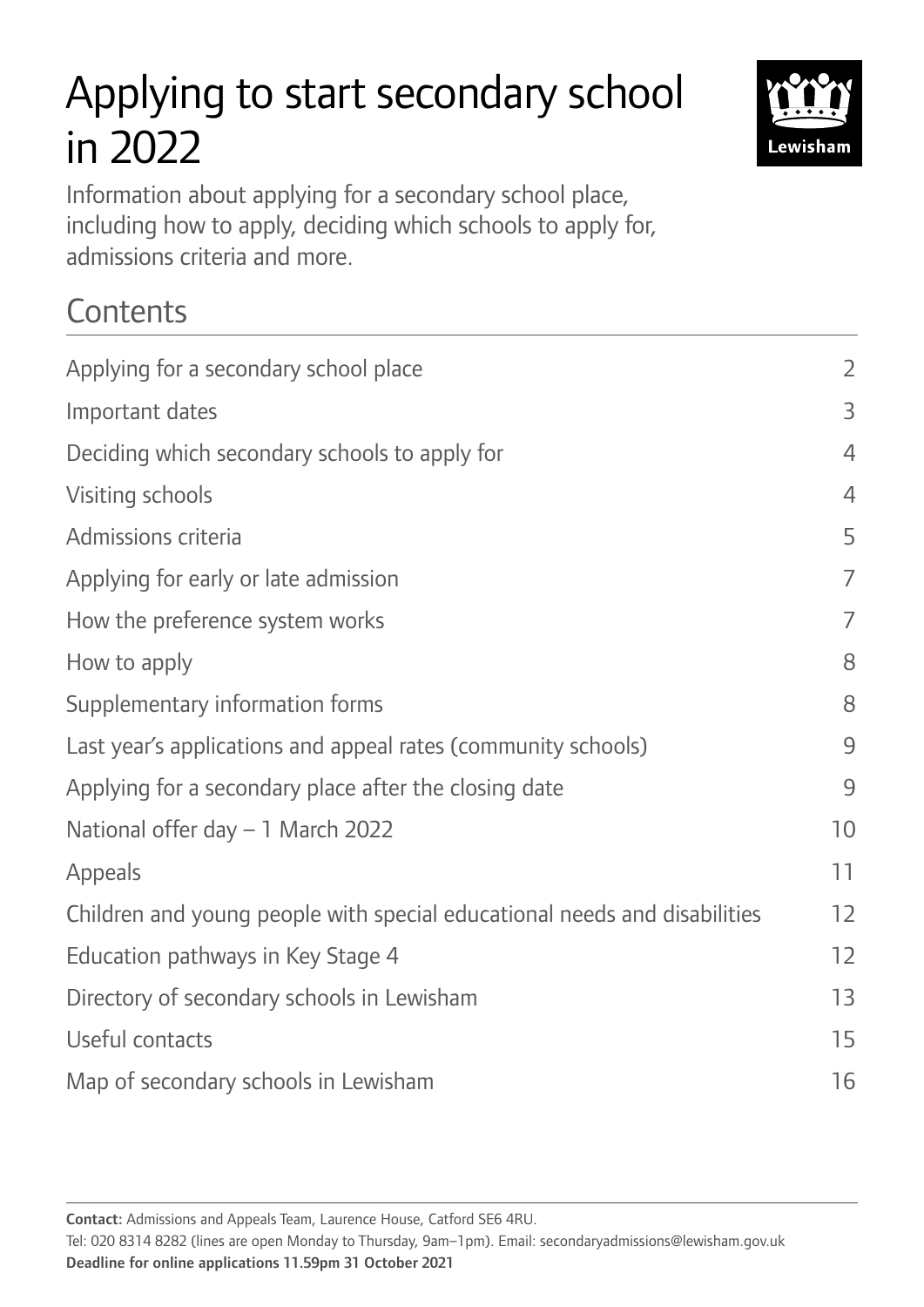# Applying to start secondary school in 2022

Information about applying for a secondary school place, including how to apply, deciding which schools to apply for, admissions criteria and more.

## Contents

| | |
|---|---|
| Applying for a secondary school place | 2 |
| Important dates | 3 |
| Deciding which secondary schools to apply for | 4 |
| Visiting schools | 4 |
| Admissions criteria | 5 |
| Applying for early or late admission | 7 |
| How the preference system works | 7 |
| How to apply | 8 |
| Supplementary information forms | 8 |
| Last year's applications and appeal rates (community schools) | 9 |
| Applying for a secondary place after the closing date | 9 |
| National offer day – 1 March 2022 | 10 |
| Appeals | 11 |
| Children and young people with special educational needs and disabilities | 12 |
| Education pathways in Key Stage 4 | 12 |
| Directory of secondary schools in Lewisham | 13 |
| Useful contacts | 15 |
| Map of secondary schools in Lewisham | 16 |

**Contact:** Admissions and Appeals Team, Laurence House, Catford SE6 4RU.

Tel: 020 8314 8282 (lines are open Monday to Thursday, 9am–1pm). Email: secondaryadmissions@lewisham.gov.uk

**Deadline for online applications 11.59pm 31 October 2021**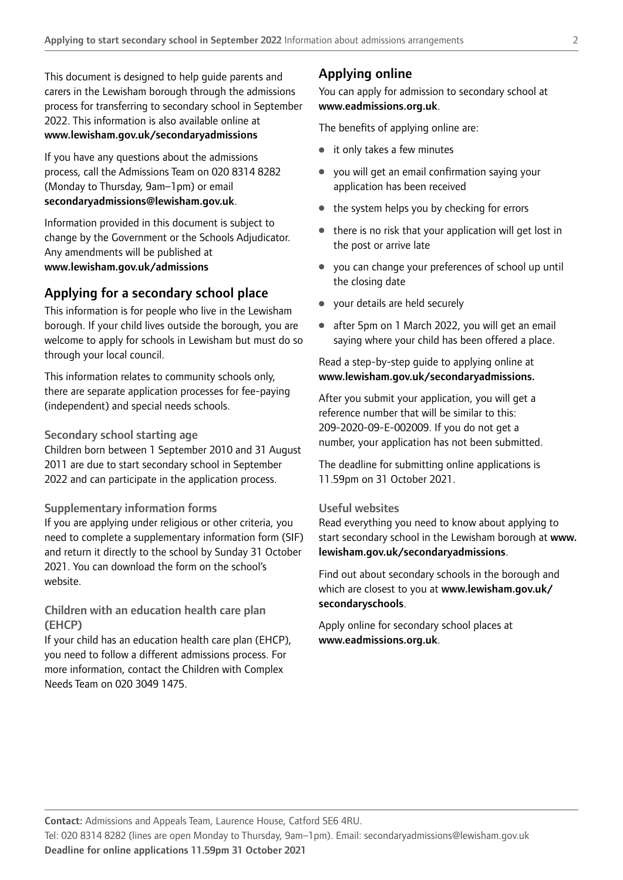This document is designed to help guide parents and carers in the Lewisham borough through the admissions process for transferring to secondary school in September 2022. This information is also available online at **www.lewisham.gov.uk/secondaryadmissions**

If you have any questions about the admissions process, call the Admissions Team on 020 8314 8282 (Monday to Thursday, 9am–1pm) or email **secondaryadmissions@lewisham.gov.uk**.

Information provided in this document is subject to change by the Government or the Schools Adjudicator. Any amendments will be published at **www.lewisham.gov.uk/admissions**

## Applying for a secondary school place

This information is for people who live in the Lewisham borough. If your child lives outside the borough, you are welcome to apply for schools in Lewisham but must do so through your local council.

This information relates to community schools only, there are separate application processes for fee-paying (independent) and special needs schools.

### Secondary school starting age

Children born between 1 September 2010 and 31 August 2011 are due to start secondary school in September 2022 and can participate in the application process.

### Supplementary information forms

If you are applying under religious or other criteria, you need to complete a supplementary information form (SIF) and return it directly to the school by Sunday 31 October 2021. You can download the form on the school's website.

### Children with an education health care plan (EHCP)

If your child has an education health care plan (EHCP), you need to follow a different admissions process. For more information, contact the Children with Complex Needs Team on 020 3049 1475.

## Applying online

You can apply for admission to secondary school at **www.eadmissions.org.uk**.

The benefits of applying online are:

- it only takes a few minutes
- you will get an email confirmation saying your application has been received
- the system helps you by checking for errors
- there is no risk that your application will get lost in the post or arrive late
- you can change your preferences of school up until the closing date
- your details are held securely
- after 5pm on 1 March 2022, you will get an email saying where your child has been offered a place.

Read a step-by-step guide to applying online at **www.lewisham.gov.uk/secondaryadmissions.**

After you submit your application, you will get a reference number that will be similar to this: 209-2020-09-E-002009. If you do not get a number, your application has not been submitted.

The deadline for submitting online applications is 11.59pm on 31 October 2021.

### Useful websites

Read everything you need to know about applying to start secondary school in the Lewisham borough at **www.lewisham.gov.uk/secondaryadmissions**.

Find out about secondary schools in the borough and which are closest to you at **www.lewisham.gov.uk/secondaryschools**.

Apply online for secondary school places at **www.eadmissions.org.uk**.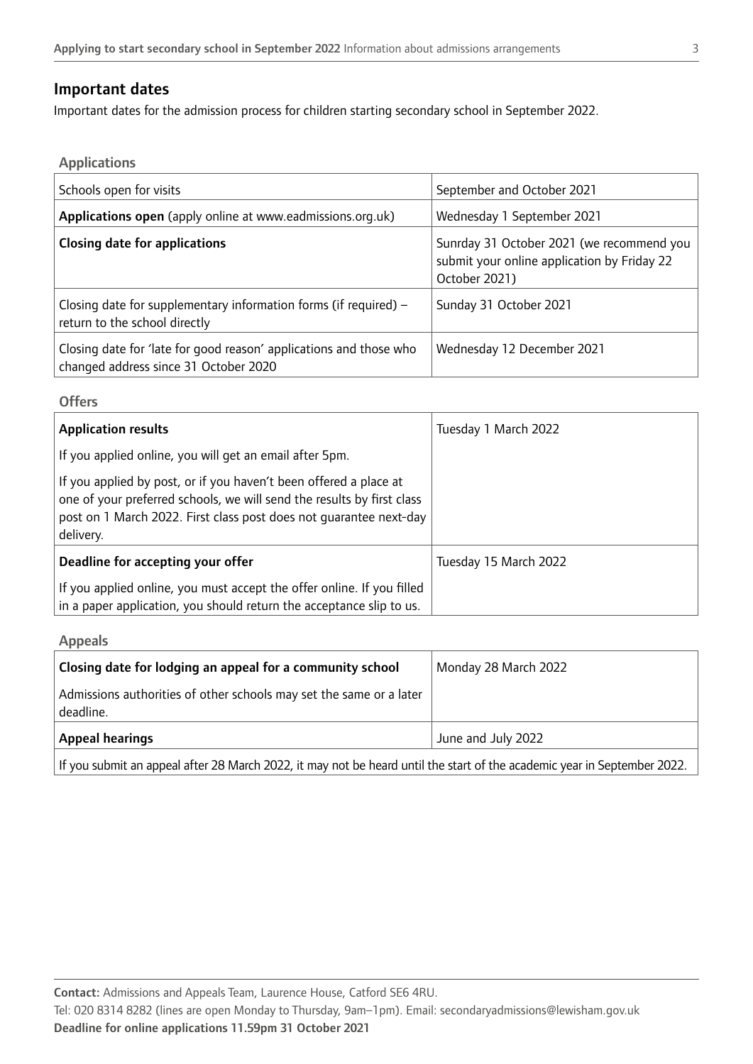## Important dates

Important dates for the admission process for children starting secondary school in September 2022.

### Applications

| | |
|---|---|
| Schools open for visits | September and October 2021 |
| **Applications open** (apply online at www.eadmissions.org.uk) | Wednesday 1 September 2021 |
| **Closing date for applications** | Sunrday 31 October 2021 (we recommend you submit your online application by Friday 22 October 2021) |
| Closing date for supplementary information forms (if required) – return to the school directly | Sunday 31 October 2021 |
| Closing date for 'late for good reason' applications and those who changed address since 31 October 2020 | Wednesday 12 December 2021 |

### Offers

| | |
|---|---|
| **Application results**<br><br>If you applied online, you will get an email after 5pm.<br><br>If you applied by post, or if you haven't been offered a place at one of your preferred schools, we will send the results by first class post on 1 March 2022. First class post does not guarantee next-day delivery. | Tuesday 1 March 2022 |
| **Deadline for accepting your offer**<br><br>If you applied online, you must accept the offer online. If you filled in a paper application, you should return the acceptance slip to us. | Tuesday 15 March 2022 |

### Appeals

| | |
|---|---|
| **Closing date for lodging an appeal for a community school**<br><br>Admissions authorities of other schools may set the same or a later deadline. | Monday 28 March 2022 |
| **Appeal hearings** | June and July 2022 |
| If you submit an appeal after 28 March 2022, it may not be heard until the start of the academic year in September 2022. | |

**Contact:** Admissions and Appeals Team, Laurence House, Catford SE6 4RU.
Tel: 020 8314 8282 (lines are open Monday to Thursday, 9am–1pm). Email: secondaryadmissions@lewisham.gov.uk
**Deadline for online applications 11.59pm 31 October 2021**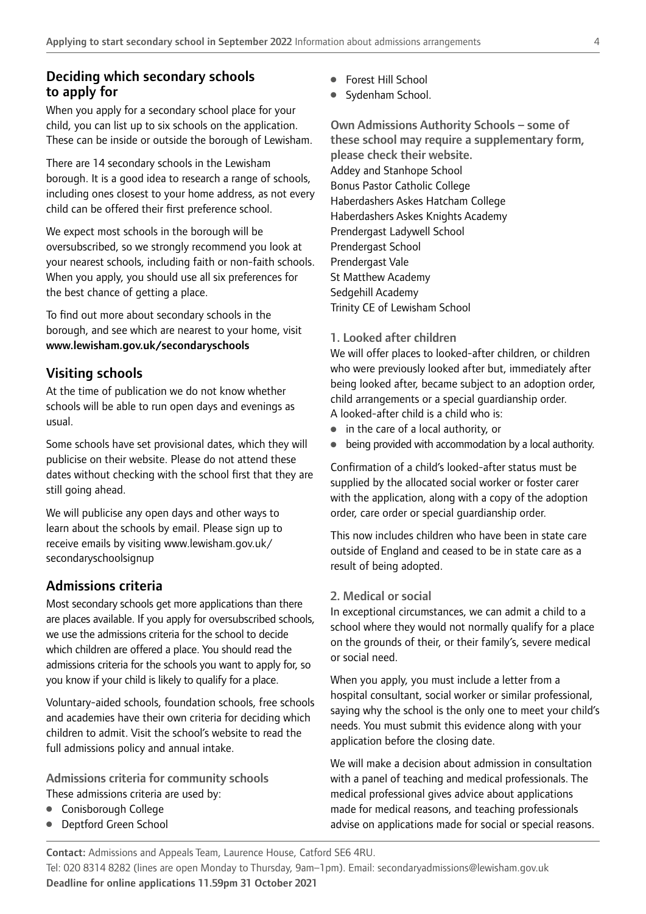## Deciding which secondary schools to apply for

When you apply for a secondary school place for your child, you can list up to six schools on the application. These can be inside or outside the borough of Lewisham.

There are 14 secondary schools in the Lewisham borough. It is a good idea to research a range of schools, including ones closest to your home address, as not every child can be offered their first preference school.

We expect most schools in the borough will be oversubscribed, so we strongly recommend you look at your nearest schools, including faith or non-faith schools. When you apply, you should use all six preferences for the best chance of getting a place.

To find out more about secondary schools in the borough, and see which are nearest to your home, visit **www.lewisham.gov.uk/secondaryschools**

## Visiting schools

At the time of publication we do not know whether schools will be able to run open days and evenings as usual.

Some schools have set provisional dates, which they will publicise on their website. Please do not attend these dates without checking with the school first that they are still going ahead.

We will publicise any open days and other ways to learn about the schools by email. Please sign up to receive emails by visiting www.lewisham.gov.uk/secondaryschoolsignup

## Admissions criteria

Most secondary schools get more applications than there are places available. If you apply for oversubscribed schools, we use the admissions criteria for the school to decide which children are offered a place. You should read the admissions criteria for the schools you want to apply for, so you know if your child is likely to qualify for a place.

Voluntary-aided schools, foundation schools, free schools and academies have their own criteria for deciding which children to admit. Visit the school's website to read the full admissions policy and annual intake.

### Admissions criteria for community schools

These admissions criteria are used by:

- Conisborough College
- Deptford Green School
- Forest Hill School
- Sydenham School.

### Own Admissions Authority Schools – some of these school may require a supplementary form, please check their website.

Addey and Stanhope School
Bonus Pastor Catholic College
Haberdashers Askes Hatcham College
Haberdashers Askes Knights Academy
Prendergast Ladywell School
Prendergast School
Prendergast Vale
St Matthew Academy
Sedgehill Academy
Trinity CE of Lewisham School

### 1. Looked after children

We will offer places to looked-after children, or children who were previously looked after but, immediately after being looked after, became subject to an adoption order, child arrangements or a special guardianship order.
A looked-after child is a child who is:

- in the care of a local authority, or
- being provided with accommodation by a local authority.

Confirmation of a child's looked-after status must be supplied by the allocated social worker or foster carer with the application, along with a copy of the adoption order, care order or special guardianship order.

This now includes children who have been in state care outside of England and ceased to be in state care as a result of being adopted.

### 2. Medical or social

In exceptional circumstances, we can admit a child to a school where they would not normally qualify for a place on the grounds of their, or their family's, severe medical or social need.

When you apply, you must include a letter from a hospital consultant, social worker or similar professional, saying why the school is the only one to meet your child's needs. You must submit this evidence along with your application before the closing date.

We will make a decision about admission in consultation with a panel of teaching and medical professionals. The medical professional gives advice about applications made for medical reasons, and teaching professionals advise on applications made for social or special reasons.

**Contact:** Admissions and Appeals Team, Laurence House, Catford SE6 4RU.
Tel: 020 8314 8282 (lines are open Monday to Thursday, 9am–1pm). Email: secondaryadmissions@lewisham.gov.uk
**Deadline for online applications 11.59pm 31 October 2021**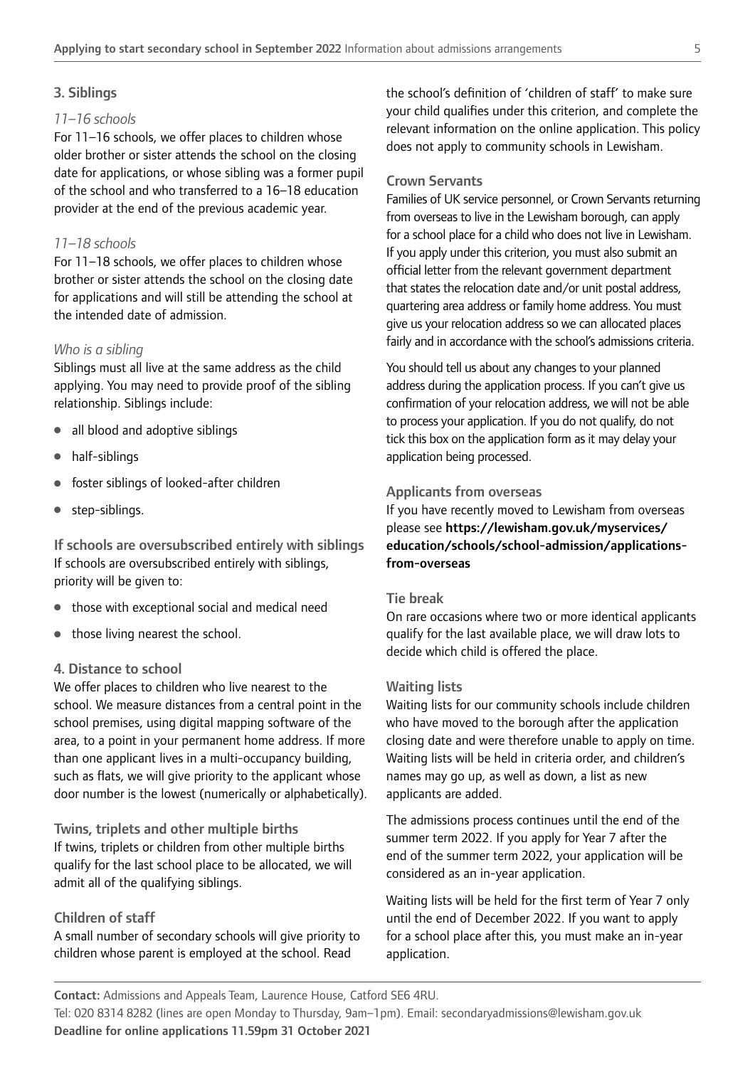## 3. Siblings

*11–16 schools*

For 11–16 schools, we offer places to children whose older brother or sister attends the school on the closing date for applications, or whose sibling was a former pupil of the school and who transferred to a 16–18 education provider at the end of the previous academic year.

*11–18 schools*

For 11–18 schools, we offer places to children whose brother or sister attends the school on the closing date for applications and will still be attending the school at the intended date of admission.

*Who is a sibling*

Siblings must all live at the same address as the child applying. You may need to provide proof of the sibling relationship. Siblings include:

- all blood and adoptive siblings
- half-siblings
- foster siblings of looked-after children
- step-siblings.

### If schools are oversubscribed entirely with siblings

If schools are oversubscribed entirely with siblings, priority will be given to:

- those with exceptional social and medical need
- those living nearest the school.

## 4. Distance to school

We offer places to children who live nearest to the school. We measure distances from a central point in the school premises, using digital mapping software of the area, to a point in your permanent home address. If more than one applicant lives in a multi-occupancy building, such as flats, we will give priority to the applicant whose door number is the lowest (numerically or alphabetically).

### Twins, triplets and other multiple births

If twins, triplets or children from other multiple births qualify for the last school place to be allocated, we will admit all of the qualifying siblings.

### Children of staff

A small number of secondary schools will give priority to children whose parent is employed at the school. Read the school's definition of 'children of staff' to make sure your child qualifies under this criterion, and complete the relevant information on the online application. This policy does not apply to community schools in Lewisham.

### Crown Servants

Families of UK service personnel, or Crown Servants returning from overseas to live in the Lewisham borough, can apply for a school place for a child who does not live in Lewisham. If you apply under this criterion, you must also submit an official letter from the relevant government department that states the relocation date and/or unit postal address, quartering area address or family home address. You must give us your relocation address so we can allocated places fairly and in accordance with the school's admissions criteria.

You should tell us about any changes to your planned address during the application process. If you can't give us confirmation of your relocation address, we will not be able to process your application. If you do not qualify, do not tick this box on the application form as it may delay your application being processed.

### Applicants from overseas

If you have recently moved to Lewisham from overseas please see **https://lewisham.gov.uk/myservices/education/schools/school-admission/applications-from-overseas**

### Tie break

On rare occasions where two or more identical applicants qualify for the last available place, we will draw lots to decide which child is offered the place.

### Waiting lists

Waiting lists for our community schools include children who have moved to the borough after the application closing date and were therefore unable to apply on time. Waiting lists will be held in criteria order, and children's names may go up, as well as down, a list as new applicants are added.

The admissions process continues until the end of the summer term 2022. If you apply for Year 7 after the end of the summer term 2022, your application will be considered as an in-year application.

Waiting lists will be held for the first term of Year 7 only until the end of December 2022. If you want to apply for a school place after this, you must make an in-year application.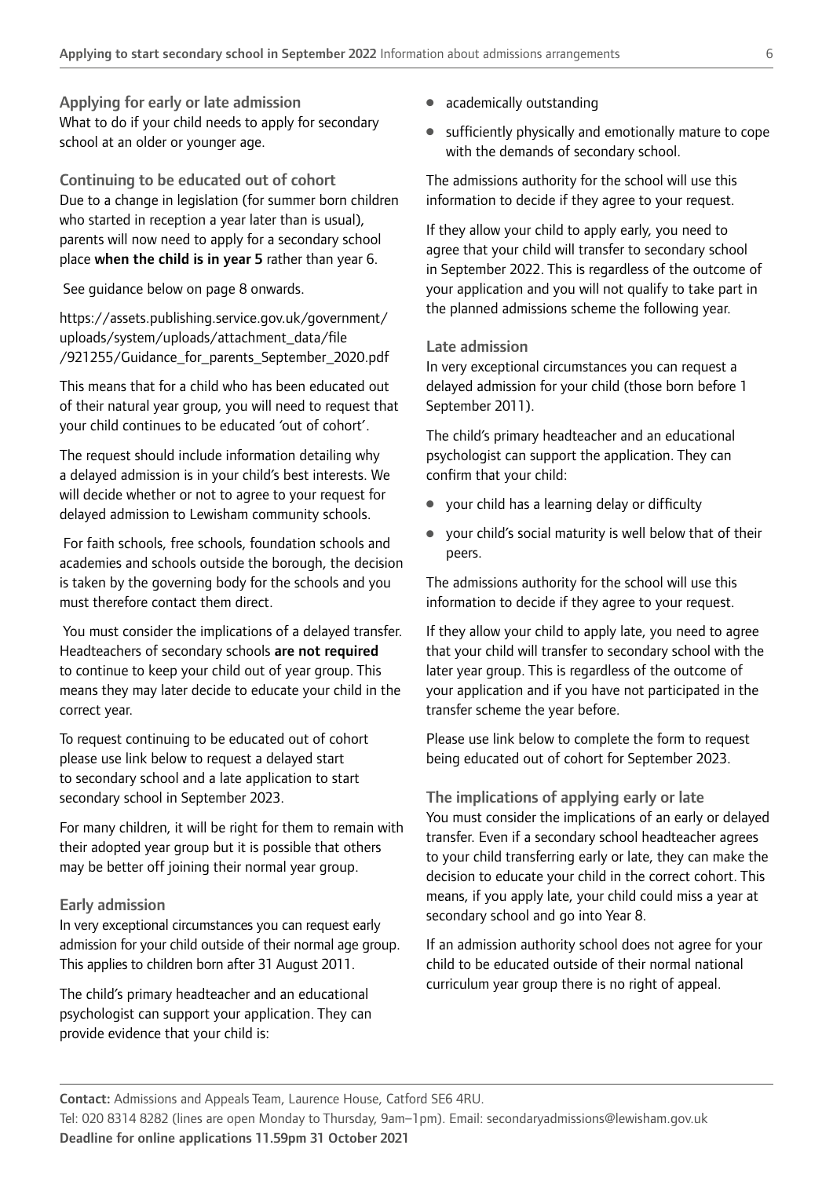## Applying for early or late admission

What to do if your child needs to apply for secondary school at an older or younger age.

### Continuing to be educated out of cohort

Due to a change in legislation (for summer born children who started in reception a year later than is usual), parents will now need to apply for a secondary school place **when the child is in year 5** rather than year 6.

See guidance below on page 8 onwards.

https://assets.publishing.service.gov.uk/government/uploads/system/uploads/attachment_data/file/921255/Guidance_for_parents_September_2020.pdf

This means that for a child who has been educated out of their natural year group, you will need to request that your child continues to be educated 'out of cohort'.

The request should include information detailing why a delayed admission is in your child's best interests. We will decide whether or not to agree to your request for delayed admission to Lewisham community schools.

For faith schools, free schools, foundation schools and academies and schools outside the borough, the decision is taken by the governing body for the schools and you must therefore contact them direct.

You must consider the implications of a delayed transfer. Headteachers of secondary schools **are not required** to continue to keep your child out of year group. This means they may later decide to educate your child in the correct year.

To request continuing to be educated out of cohort please use link below to request a delayed start to secondary school and a late application to start secondary school in September 2023.

For many children, it will be right for them to remain with their adopted year group but it is possible that others may be better off joining their normal year group.

### Early admission

In very exceptional circumstances you can request early admission for your child outside of their normal age group. This applies to children born after 31 August 2011.

The child's primary headteacher and an educational psychologist can support your application. They can provide evidence that your child is:

- academically outstanding
- sufficiently physically and emotionally mature to cope with the demands of secondary school.

The admissions authority for the school will use this information to decide if they agree to your request.

If they allow your child to apply early, you need to agree that your child will transfer to secondary school in September 2022. This is regardless of the outcome of your application and you will not qualify to take part in the planned admissions scheme the following year.

### Late admission

In very exceptional circumstances you can request a delayed admission for your child (those born before 1 September 2011).

The child's primary headteacher and an educational psychologist can support the application. They can confirm that your child:

- your child has a learning delay or difficulty
- your child's social maturity is well below that of their peers.

The admissions authority for the school will use this information to decide if they agree to your request.

If they allow your child to apply late, you need to agree that your child will transfer to secondary school with the later year group. This is regardless of the outcome of your application and if you have not participated in the transfer scheme the year before.

Please use link below to complete the form to request being educated out of cohort for September 2023.

### The implications of applying early or late

You must consider the implications of an early or delayed transfer. Even if a secondary school headteacher agrees to your child transferring early or late, they can make the decision to educate your child in the correct cohort. This means, if you apply late, your child could miss a year at secondary school and go into Year 8.

If an admission authority school does not agree for your child to be educated outside of their normal national curriculum year group there is no right of appeal.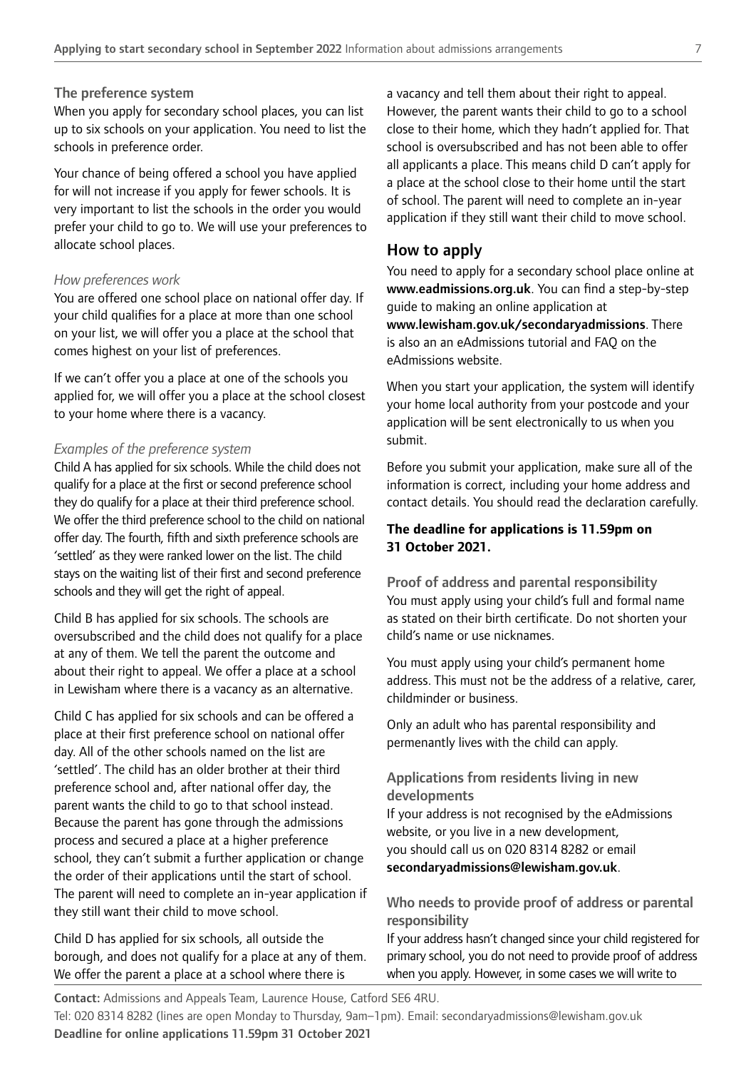### The preference system

When you apply for secondary school places, you can list up to six schools on your application. You need to list the schools in preference order.

Your chance of being offered a school you have applied for will not increase if you apply for fewer schools. It is very important to list the schools in the order you would prefer your child to go to. We will use your preferences to allocate school places.

#### *How preferences work*

You are offered one school place on national offer day. If your child qualifies for a place at more than one school on your list, we will offer you a place at the school that comes highest on your list of preferences.

If we can't offer you a place at one of the schools you applied for, we will offer you a place at the school closest to your home where there is a vacancy.

#### *Examples of the preference system*

Child A has applied for six schools. While the child does not qualify for a place at the first or second preference school they do qualify for a place at their third preference school. We offer the third preference school to the child on national offer day. The fourth, fifth and sixth preference schools are 'settled' as they were ranked lower on the list. The child stays on the waiting list of their first and second preference schools and they will get the right of appeal.

Child B has applied for six schools. The schools are oversubscribed and the child does not qualify for a place at any of them. We tell the parent the outcome and about their right to appeal. We offer a place at a school in Lewisham where there is a vacancy as an alternative.

Child C has applied for six schools and can be offered a place at their first preference school on national offer day. All of the other schools named on the list are 'settled'. The child has an older brother at their third preference school and, after national offer day, the parent wants the child to go to that school instead. Because the parent has gone through the admissions process and secured a place at a higher preference school, they can't submit a further application or change the order of their applications until the start of school. The parent will need to complete an in-year application if they still want their child to move school.

Child D has applied for six schools, all outside the borough, and does not qualify for a place at any of them. We offer the parent a place at a school where there is a vacancy and tell them about their right to appeal. However, the parent wants their child to go to a school close to their home, which they hadn't applied for. That school is oversubscribed and has not been able to offer all applicants a place. This means child D can't apply for a place at the school close to their home until the start of school. The parent will need to complete an in-year application if they still want their child to move school.

## How to apply

You need to apply for a secondary school place online at **www.eadmissions.org.uk**. You can find a step-by-step guide to making an online application at **www.lewisham.gov.uk/secondaryadmissions**. There is also an an eAdmissions tutorial and FAQ on the eAdmissions website.

When you start your application, the system will identify your home local authority from your postcode and your application will be sent electronically to us when you submit.

Before you submit your application, make sure all of the information is correct, including your home address and contact details. You should read the declaration carefully.

**The deadline for applications is 11.59pm on 31 October 2021.**

### Proof of address and parental responsibility

You must apply using your child's full and formal name as stated on their birth certificate. Do not shorten your child's name or use nicknames.

You must apply using your child's permanent home address. This must not be the address of a relative, carer, childminder or business.

Only an adult who has parental responsibility and permenantly lives with the child can apply.

### Applications from residents living in new developments

If your address is not recognised by the eAdmissions website, or you live in a new development, you should call us on 020 8314 8282 or email **secondaryadmissions@lewisham.gov.uk**.

### Who needs to provide proof of address or parental responsibility

If your address hasn't changed since your child registered for primary school, you do not need to provide proof of address when you apply. However, in some cases we will write to

**Contact:** Admissions and Appeals Team, Laurence House, Catford SE6 4RU.
Tel: 020 8314 8282 (lines are open Monday to Thursday, 9am–1pm). Email: secondaryadmissions@lewisham.gov.uk
**Deadline for online applications 11.59pm 31 October 2021**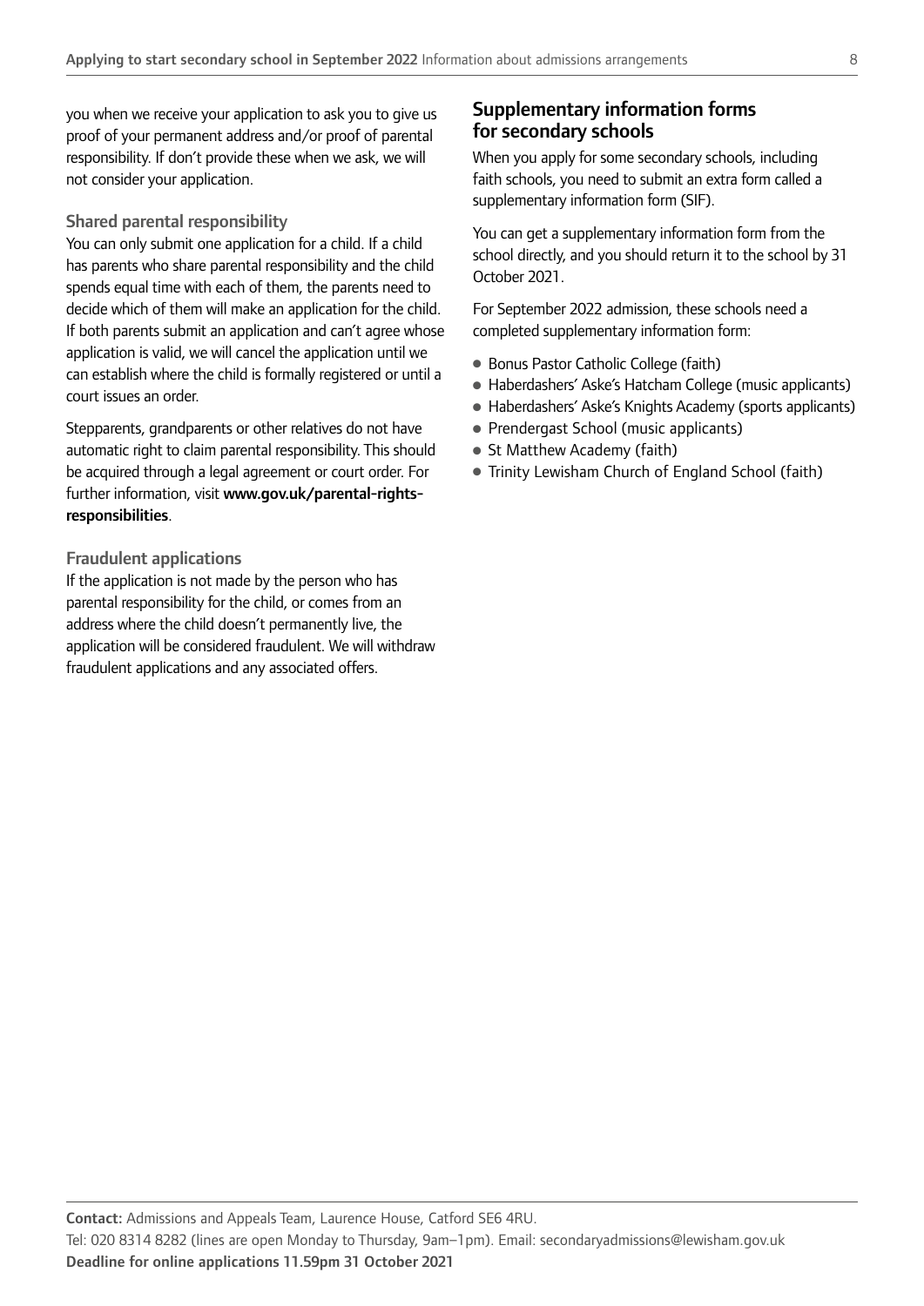you when we receive your application to ask you to give us proof of your permanent address and/or proof of parental responsibility. If don't provide these when we ask, we will not consider your application.

### Shared parental responsibility

You can only submit one application for a child. If a child has parents who share parental responsibility and the child spends equal time with each of them, the parents need to decide which of them will make an application for the child. If both parents submit an application and can't agree whose application is valid, we will cancel the application until we can establish where the child is formally registered or until a court issues an order.

Stepparents, grandparents or other relatives do not have automatic right to claim parental responsibility. This should be acquired through a legal agreement or court order. For further information, visit **www.gov.uk/parental-rights-responsibilities**.

### Fraudulent applications

If the application is not made by the person who has parental responsibility for the child, or comes from an address where the child doesn't permanently live, the application will be considered fraudulent. We will withdraw fraudulent applications and any associated offers.

## Supplementary information forms for secondary schools

When you apply for some secondary schools, including faith schools, you need to submit an extra form called a supplementary information form (SIF).

You can get a supplementary information form from the school directly, and you should return it to the school by 31 October 2021.

For September 2022 admission, these schools need a completed supplementary information form:

- Bonus Pastor Catholic College (faith)
- Haberdashers' Aske's Hatcham College (music applicants)
- Haberdashers' Aske's Knights Academy (sports applicants)
- Prendergast School (music applicants)
- St Matthew Academy (faith)
- Trinity Lewisham Church of England School (faith)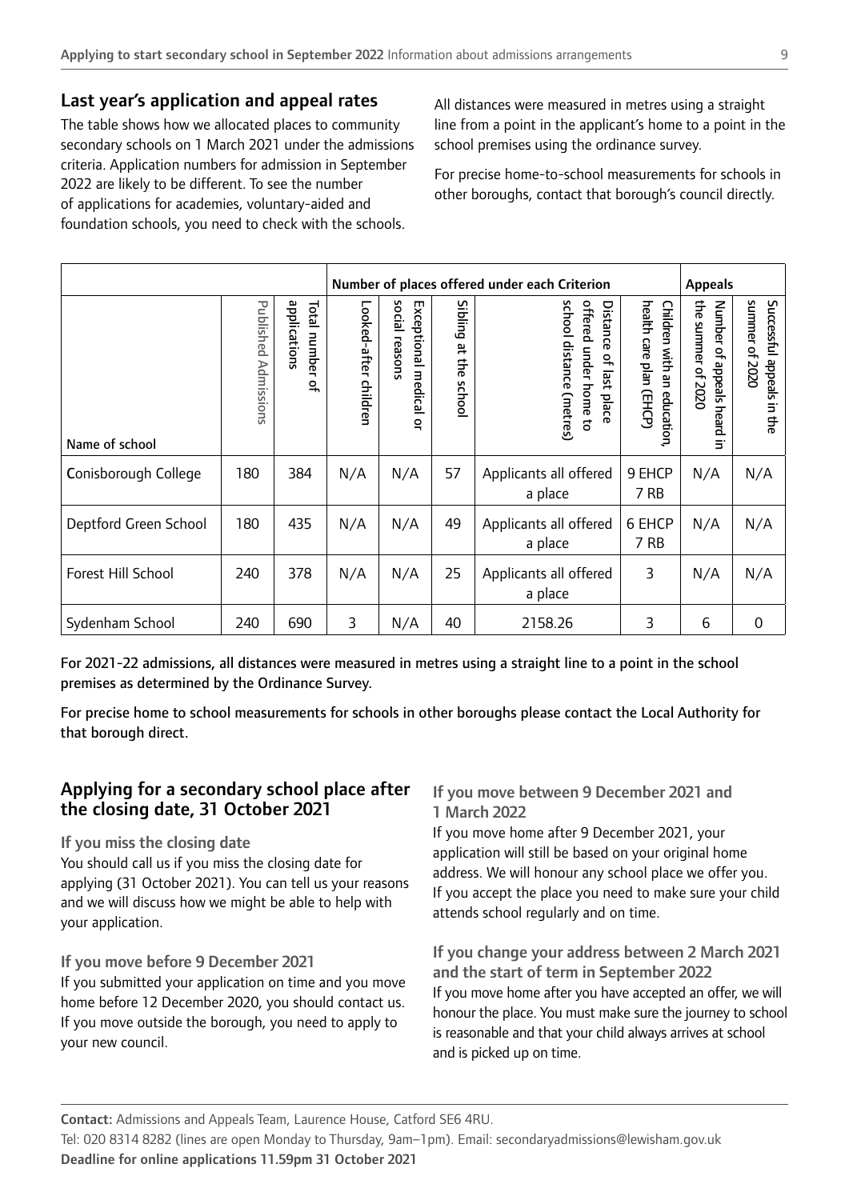## Last year's application and appeal rates

The table shows how we allocated places to community secondary schools on 1 March 2021 under the admissions criteria. Application numbers for admission in September 2022 are likely to be different. To see the number of applications for academies, voluntary-aided and foundation schools, you need to check with the schools.

All distances were measured in metres using a straight line from a point in the applicant's home to a point in the school premises using the ordinance survey.

For precise home-to-school measurements for schools in other boroughs, contact that borough's council directly.

| | | | Number of places offered under each Criterion | | | | | Appeals | |
|---|---|---|---|---|---|---|---|---|---|
| Name of school | Published Admissions | Total number of applications | Looked-after children | Exceptional medical or social reasons | Sibling at the school | Distance of last place offered under home to school distance (metres) | Children with an education, health care plan (EHCP) | Number of appeals heard in the summer of 2020 | Successful appeals in the summer of 2020 |
| Conisborough College | 180 | 384 | N/A | N/A | 57 | Applicants all offered a place | 9 EHCP 7 RB | N/A | N/A |
| Deptford Green School | 180 | 435 | N/A | N/A | 49 | Applicants all offered a place | 6 EHCP 7 RB | N/A | N/A |
| Forest Hill School | 240 | 378 | N/A | N/A | 25 | Applicants all offered a place | 3 | N/A | N/A |
| Sydenham School | 240 | 690 | 3 | N/A | 40 | 2158.26 | 3 | 6 | 0 |

For 2021-22 admissions, all distances were measured in metres using a straight line to a point in the school premises as determined by the Ordinance Survey.

For precise home to school measurements for schools in other boroughs please contact the Local Authority for that borough direct.

## Applying for a secondary school place after the closing date, 31 October 2021

### If you miss the closing date

You should call us if you miss the closing date for applying (31 October 2021). You can tell us your reasons and we will discuss how we might be able to help with your application.

### If you move before 9 December 2021

If you submitted your application on time and you move home before 12 December 2020, you should contact us. If you move outside the borough, you need to apply to your new council.

### If you move between 9 December 2021 and 1 March 2022

If you move home after 9 December 2021, your application will still be based on your original home address. We will honour any school place we offer you. If you accept the place you need to make sure your child attends school regularly and on time.

### If you change your address between 2 March 2021 and the start of term in September 2022

If you move home after you have accepted an offer, we will honour the place. You must make sure the journey to school is reasonable and that your child always arrives at school and is picked up on time.

**Contact:** Admissions and Appeals Team, Laurence House, Catford SE6 4RU.
Tel: 020 8314 8282 (lines are open Monday to Thursday, 9am–1pm). Email: secondaryadmissions@lewisham.gov.uk
**Deadline for online applications 11.59pm 31 October 2021**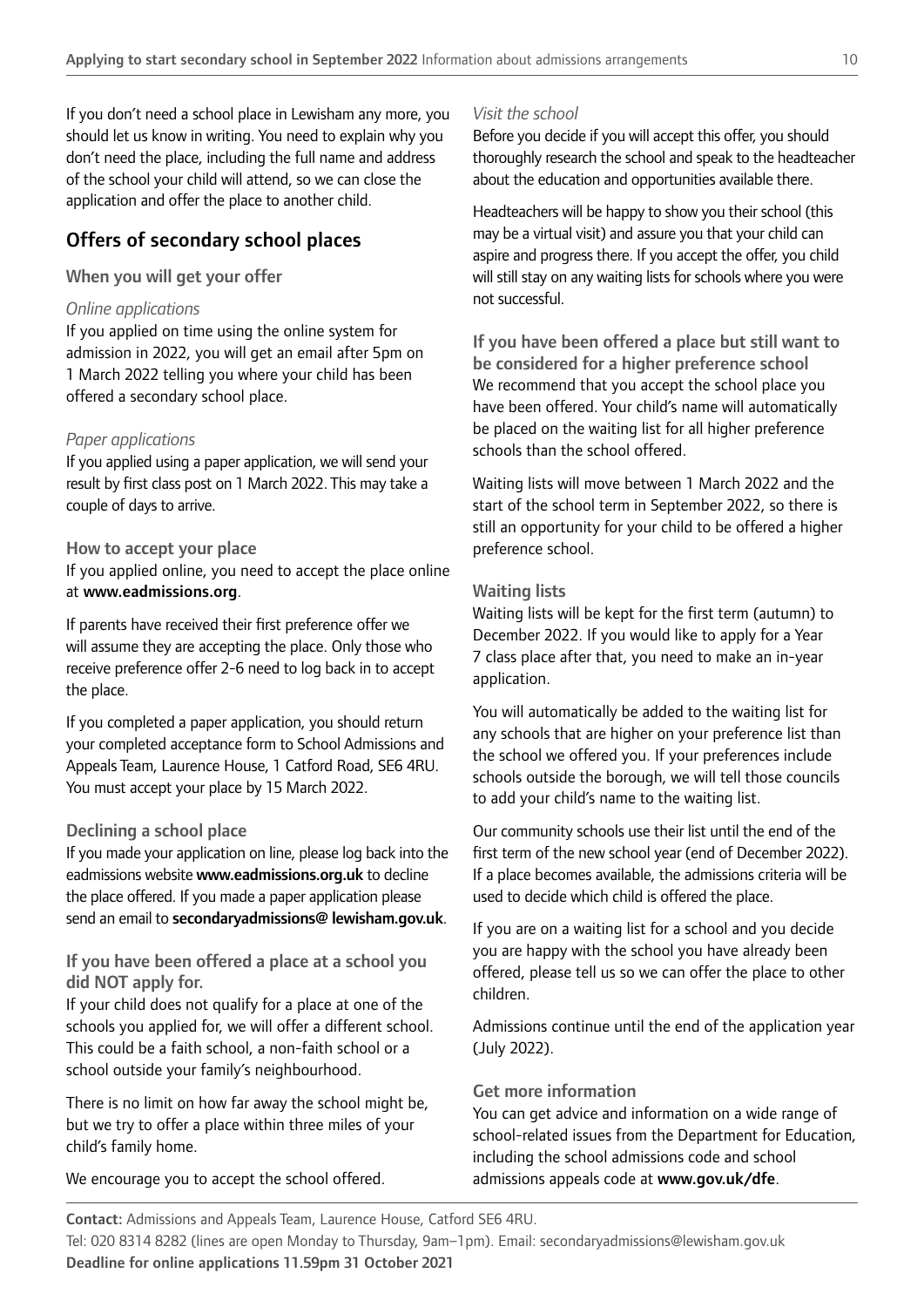If you don't need a school place in Lewisham any more, you should let us know in writing. You need to explain why you don't need the place, including the full name and address of the school your child will attend, so we can close the application and offer the place to another child.

## Offers of secondary school places

### When you will get your offer

*Online applications*

If you applied on time using the online system for admission in 2022, you will get an email after 5pm on 1 March 2022 telling you where your child has been offered a secondary school place.

*Paper applications*

If you applied using a paper application, we will send your result by first class post on 1 March 2022. This may take a couple of days to arrive.

### How to accept your place

If you applied online, you need to accept the place online at **www.eadmissions.org**.

If parents have received their first preference offer we will assume they are accepting the place. Only those who receive preference offer 2-6 need to log back in to accept the place.

If you completed a paper application, you should return your completed acceptance form to School Admissions and Appeals Team, Laurence House, 1 Catford Road, SE6 4RU. You must accept your place by 15 March 2022.

### Declining a school place

If you made your application on line, please log back into the eadmissions website **www.eadmissions.org.uk** to decline the place offered. If you made a paper application please send an email to **secondaryadmissions@ lewisham.gov.uk**.

### If you have been offered a place at a school you did NOT apply for.

If your child does not qualify for a place at one of the schools you applied for, we will offer a different school. This could be a faith school, a non-faith school or a school outside your family's neighbourhood.

There is no limit on how far away the school might be, but we try to offer a place within three miles of your child's family home.

We encourage you to accept the school offered.

*Visit the school*

Before you decide if you will accept this offer, you should thoroughly research the school and speak to the headteacher about the education and opportunities available there.

Headteachers will be happy to show you their school (this may be a virtual visit) and assure you that your child can aspire and progress there. If you accept the offer, you child will still stay on any waiting lists for schools where you were not successful.

### If you have been offered a place but still want to be considered for a higher preference school

We recommend that you accept the school place you have been offered. Your child's name will automatically be placed on the waiting list for all higher preference schools than the school offered.

Waiting lists will move between 1 March 2022 and the start of the school term in September 2022, so there is still an opportunity for your child to be offered a higher preference school.

### Waiting lists

Waiting lists will be kept for the first term (autumn) to December 2022. If you would like to apply for a Year 7 class place after that, you need to make an in-year application.

You will automatically be added to the waiting list for any schools that are higher on your preference list than the school we offered you. If your preferences include schools outside the borough, we will tell those councils to add your child's name to the waiting list.

Our community schools use their list until the end of the first term of the new school year (end of December 2022). If a place becomes available, the admissions criteria will be used to decide which child is offered the place.

If you are on a waiting list for a school and you decide you are happy with the school you have already been offered, please tell us so we can offer the place to other children.

Admissions continue until the end of the application year (July 2022).

### Get more information

You can get advice and information on a wide range of school-related issues from the Department for Education, including the school admissions code and school admissions appeals code at **www.gov.uk/dfe**.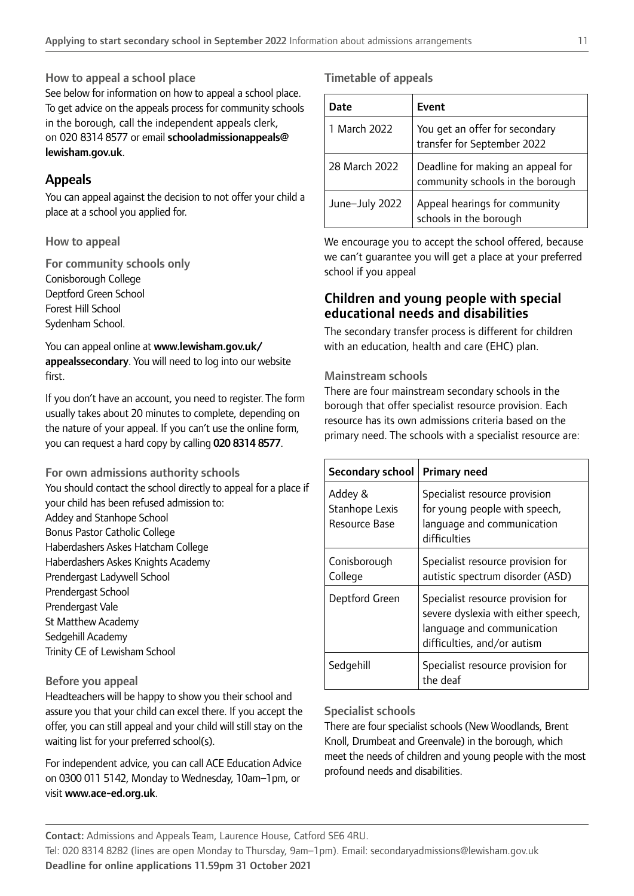### How to appeal a school place

See below for information on how to appeal a school place. To get advice on the appeals process for community schools in the borough, call the independent appeals clerk, on 020 8314 8577 or email **schooladmissionappeals@lewisham.gov.uk**.

## Appeals

You can appeal against the decision to not offer your child a place at a school you applied for.

### How to appeal

**For community schools only**

Conisborough College
Deptford Green School
Forest Hill School
Sydenham School.

You can appeal online at **www.lewisham.gov.uk/appealssecondary**. You will need to log into our website first.

If you don't have an account, you need to register. The form usually takes about 20 minutes to complete, depending on the nature of your appeal. If you can't use the online form, you can request a hard copy by calling **020 8314 8577**.

**For own admissions authority schools**

You should contact the school directly to appeal for a place if your child has been refused admission to:

Addey and Stanhope School
Bonus Pastor Catholic College
Haberdashers Askes Hatcham College
Haberdashers Askes Knights Academy
Prendergast Ladywell School
Prendergast School
Prendergast Vale
St Matthew Academy
Sedgehill Academy
Trinity CE of Lewisham School

### Before you appeal

Headteachers will be happy to show you their school and assure you that your child can excel there. If you accept the offer, you can still appeal and your child will still stay on the waiting list for your preferred school(s).

For independent advice, you can call ACE Education Advice on 0300 011 5142, Monday to Wednesday, 10am–1pm, or visit **www.ace-ed.org.uk**.

### Timetable of appeals

| Date | Event |
|---|---|
| 1 March 2022 | You get an offer for secondary transfer for September 2022 |
| 28 March 2022 | Deadline for making an appeal for community schools in the borough |
| June–July 2022 | Appeal hearings for community schools in the borough |

We encourage you to accept the school offered, because we can't guarantee you will get a place at your preferred school if you appeal

## Children and young people with special educational needs and disabilities

The secondary transfer process is different for children with an education, health and care (EHC) plan.

### Mainstream schools

There are four mainstream secondary schools in the borough that offer specialist resource provision. Each resource has its own admissions criteria based on the primary need. The schools with a specialist resource are:

| Secondary school | Primary need |
|---|---|
| Addey & Stanhope Lexis Resource Base | Specialist resource provision for young people with speech, language and communication difficulties |
| Conisborough College | Specialist resource provision for autistic spectrum disorder (ASD) |
| Deptford Green | Specialist resource provision for severe dyslexia with either speech, language and communication difficulties, and/or autism |
| Sedgehill | Specialist resource provision for the deaf |

### Specialist schools

There are four specialist schools (New Woodlands, Brent Knoll, Drumbeat and Greenvale) in the borough, which meet the needs of children and young people with the most profound needs and disabilities.

**Contact:** Admissions and Appeals Team, Laurence House, Catford SE6 4RU.
Tel: 020 8314 8282 (lines are open Monday to Thursday, 9am–1pm). Email: secondaryadmissions@lewisham.gov.uk
**Deadline for online applications 11.59pm 31 October 2021**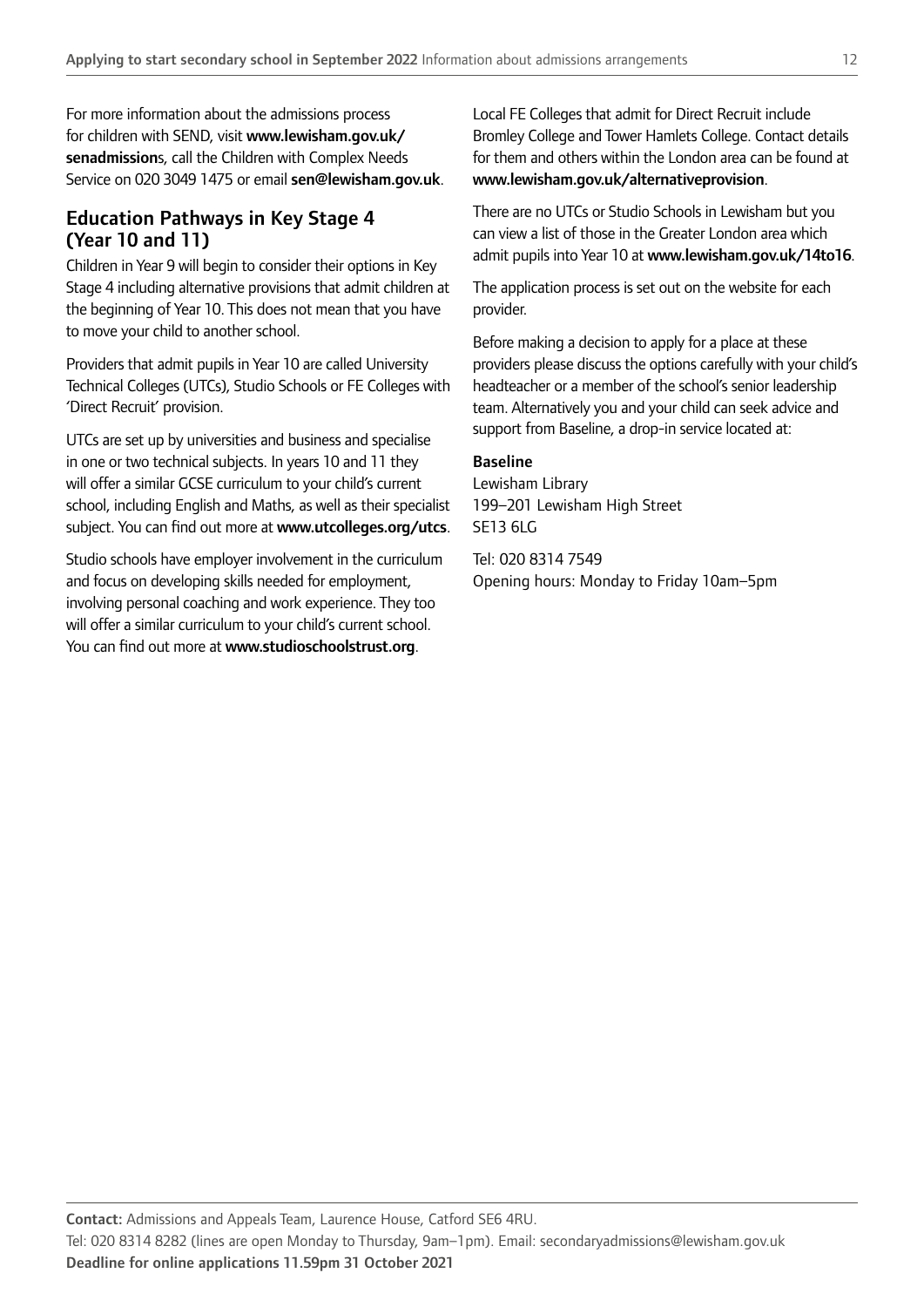For more information about the admissions process for children with SEND, visit **www.lewisham.gov.uk/senadmissions**, call the Children with Complex Needs Service on 020 3049 1475 or email **sen@lewisham.gov.uk**.

## Education Pathways in Key Stage 4 (Year 10 and 11)

Children in Year 9 will begin to consider their options in Key Stage 4 including alternative provisions that admit children at the beginning of Year 10. This does not mean that you have to move your child to another school.

Providers that admit pupils in Year 10 are called University Technical Colleges (UTCs), Studio Schools or FE Colleges with 'Direct Recruit' provision.

UTCs are set up by universities and business and specialise in one or two technical subjects. In years 10 and 11 they will offer a similar GCSE curriculum to your child's current school, including English and Maths, as well as their specialist subject. You can find out more at **www.utcolleges.org/utcs**.

Studio schools have employer involvement in the curriculum and focus on developing skills needed for employment, involving personal coaching and work experience. They too will offer a similar curriculum to your child's current school. You can find out more at **www.studioschoolstrust.org**.

Local FE Colleges that admit for Direct Recruit include Bromley College and Tower Hamlets College. Contact details for them and others within the London area can be found at **www.lewisham.gov.uk/alternativeprovision**.

There are no UTCs or Studio Schools in Lewisham but you can view a list of those in the Greater London area which admit pupils into Year 10 at **www.lewisham.gov.uk/14to16**.

The application process is set out on the website for each provider.

Before making a decision to apply for a place at these providers please discuss the options carefully with your child's headteacher or a member of the school's senior leadership team. Alternatively you and your child can seek advice and support from Baseline, a drop-in service located at:

**Baseline**
Lewisham Library
199–201 Lewisham High Street
SE13 6LG

Tel: 020 8314 7549
Opening hours: Monday to Friday 10am–5pm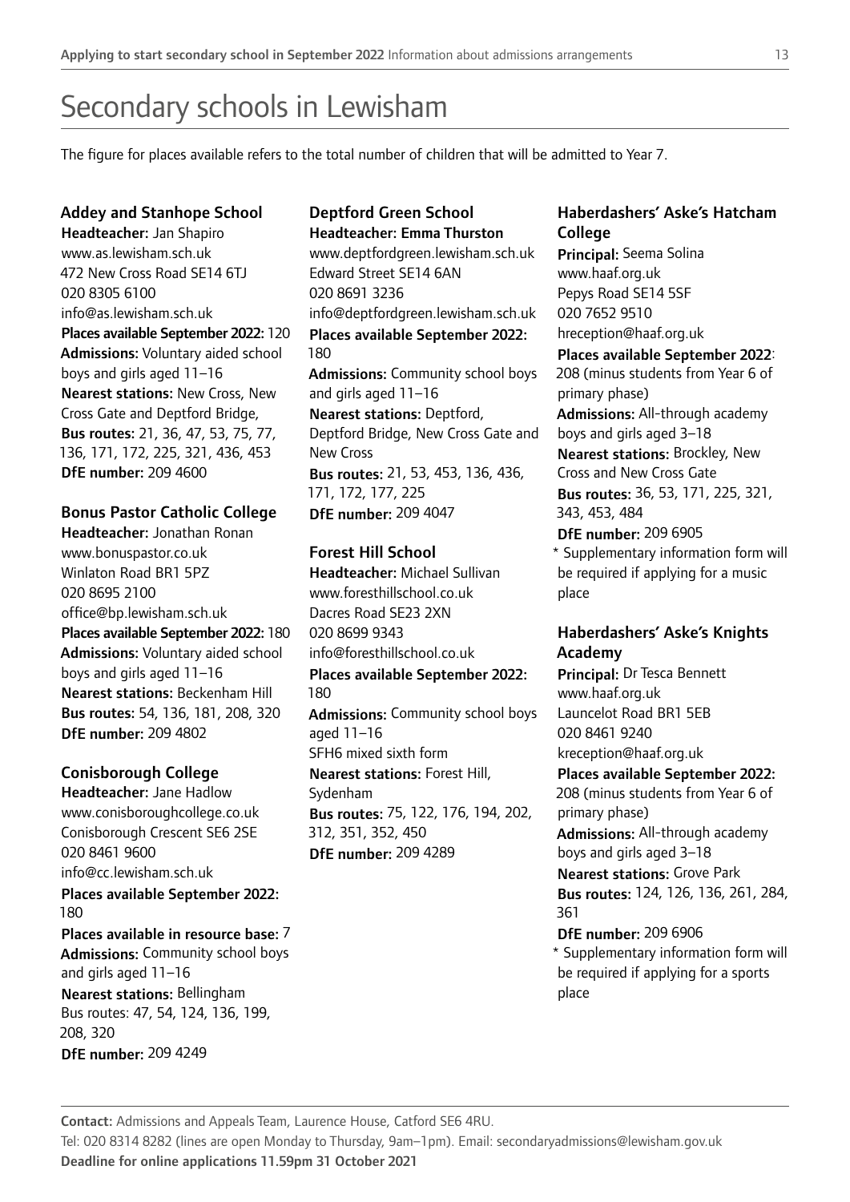# Secondary schools in Lewisham

The figure for places available refers to the total number of children that will be admitted to Year 7.

### Addey and Stanhope School

**Headteacher:** Jan Shapiro
www.as.lewisham.sch.uk
472 New Cross Road SE14 6TJ
020 8305 6100
info@as.lewisham.sch.uk
**Places available September 2022:** 120
**Admissions:** Voluntary aided school boys and girls aged 11–16
**Nearest stations:** New Cross, New Cross Gate and Deptford Bridge,
**Bus routes:** 21, 36, 47, 53, 75, 77, 136, 171, 172, 225, 321, 436, 453
**DfE number:** 209 4600

### Bonus Pastor Catholic College

**Headteacher:** Jonathan Ronan
www.bonuspastor.co.uk
Winlaton Road BR1 5PZ
020 8695 2100
office@bp.lewisham.sch.uk
**Places available September 2022:** 180
**Admissions:** Voluntary aided school boys and girls aged 11–16
**Nearest stations:** Beckenham Hill
**Bus routes:** 54, 136, 181, 208, 320
**DfE number:** 209 4802

### Conisborough College

**Headteacher:** Jane Hadlow
www.conisboroughcollege.co.uk
Conisborough Crescent SE6 2SE
020 8461 9600
info@cc.lewisham.sch.uk
**Places available September 2022:** 180
**Places available in resource base:** 7
**Admissions:** Community school boys and girls aged 11–16
**Nearest stations:** Bellingham
Bus routes: 47, 54, 124, 136, 199, 208, 320
**DfE number:** 209 4249

### Deptford Green School

**Headteacher: Emma Thurston**
www.deptfordgreen.lewisham.sch.uk
Edward Street SE14 6AN
020 8691 3236
info@deptfordgreen.lewisham.sch.uk
**Places available September 2022:** 180
**Admissions:** Community school boys and girls aged 11–16
**Nearest stations:** Deptford, Deptford Bridge, New Cross Gate and New Cross
**Bus routes:** 21, 53, 453, 136, 436, 171, 172, 177, 225
**DfE number:** 209 4047

### Forest Hill School

**Headteacher:** Michael Sullivan
www.foresthillschool.co.uk
Dacres Road SE23 2XN
020 8699 9343
info@foresthillschool.co.uk
**Places available September 2022:** 180
**Admissions:** Community school boys aged 11–16
SFH6 mixed sixth form
**Nearest stations:** Forest Hill, Sydenham
**Bus routes:** 75, 122, 176, 194, 202, 312, 351, 352, 450
**DfE number:** 209 4289

### Haberdashers' Aske's Hatcham College

**Principal:** Seema Solina
www.haaf.org.uk
Pepys Road SE14 5SF
020 7652 9510
hreception@haaf.org.uk
**Places available September 2022**: 208 (minus students from Year 6 of primary phase)
**Admissions:** All-through academy boys and girls aged 3–18
**Nearest stations:** Brockley, New Cross and New Cross Gate
**Bus routes:** 36, 53, 171, 225, 321, 343, 453, 484
**DfE number:** 209 6905
* Supplementary information form will be required if applying for a music place

### Haberdashers' Aske's Knights Academy

**Principal:** Dr Tesca Bennett
www.haaf.org.uk
Launcelot Road BR1 5EB
020 8461 9240
kreception@haaf.org.uk
**Places available September 2022:** 208 (minus students from Year 6 of primary phase)
**Admissions:** All-through academy boys and girls aged 3–18
**Nearest stations:** Grove Park
**Bus routes:** 124, 126, 136, 261, 284, 361
**DfE number:** 209 6906
* Supplementary information form will be required if applying for a sports place

---

**Contact:** Admissions and Appeals Team, Laurence House, Catford SE6 4RU.
Tel: 020 8314 8282 (lines are open Monday to Thursday, 9am–1pm). Email: secondaryadmissions@lewisham.gov.uk
**Deadline for online applications 11.59pm 31 October 2021**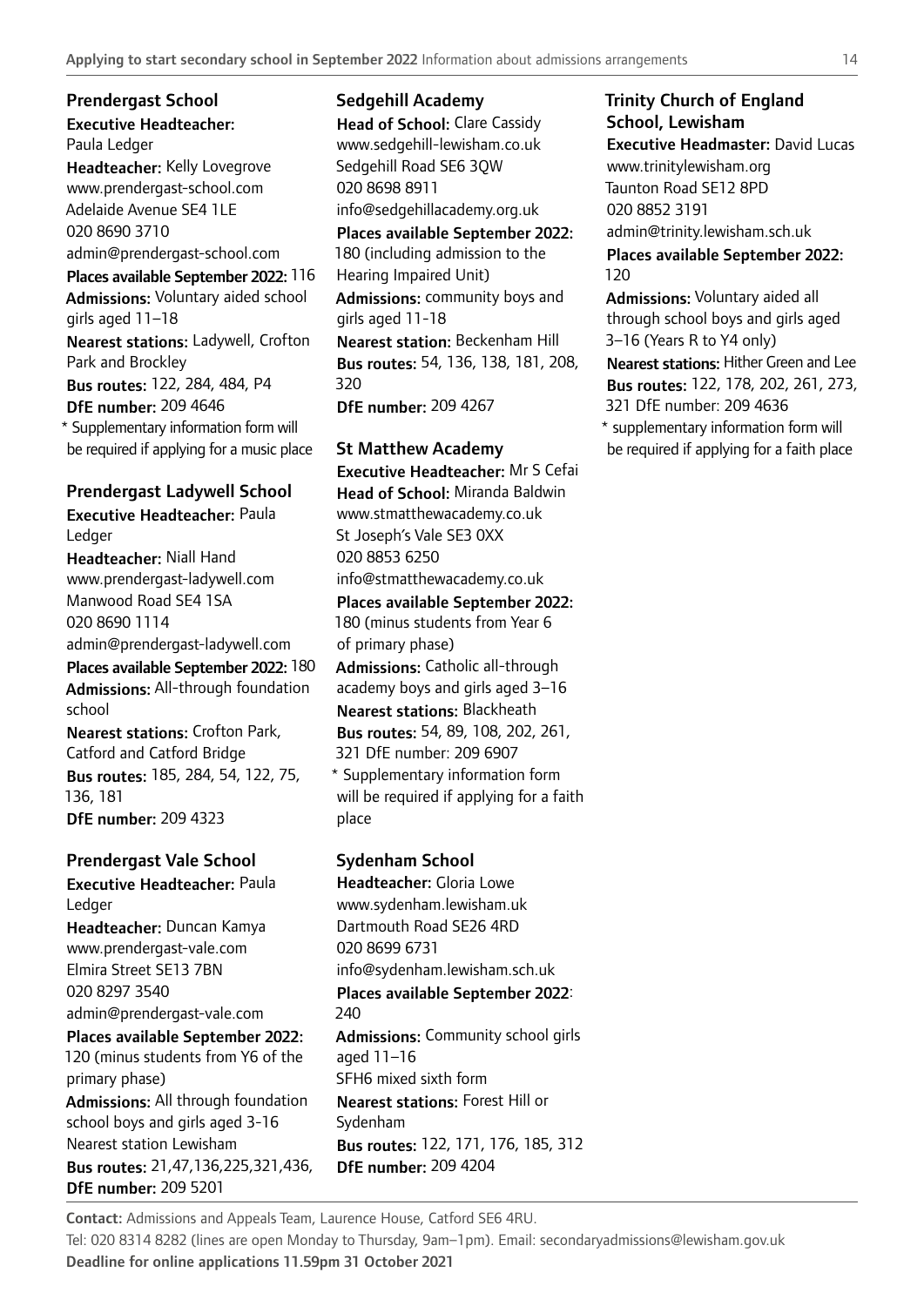### Prendergast School

**Executive Headteacher:** Paula Ledger
**Headteacher:** Kelly Lovegrove
www.prendergast-school.com
Adelaide Avenue SE4 1LE
020 8690 3710
admin@prendergast-school.com
**Places available September 2022:** 116
**Admissions:** Voluntary aided school girls aged 11–18
**Nearest stations:** Ladywell, Crofton Park and Brockley
**Bus routes:** 122, 284, 484, P4
**DfE number:** 209 4646
* Supplementary information form will be required if applying for a music place

### Prendergast Ladywell School

**Executive Headteacher:** Paula Ledger
**Headteacher:** Niall Hand
www.prendergast-ladywell.com
Manwood Road SE4 1SA
020 8690 1114
admin@prendergast-ladywell.com
**Places available September 2022:** 180
**Admissions:** All-through foundation school
**Nearest stations:** Crofton Park, Catford and Catford Bridge
**Bus routes:** 185, 284, 54, 122, 75, 136, 181
**DfE number:** 209 4323

### Prendergast Vale School

**Executive Headteacher:** Paula Ledger
**Headteacher:** Duncan Kamya
www.prendergast-vale.com
Elmira Street SE13 7BN
020 8297 3540
admin@prendergast-vale.com
**Places available September 2022:** 120 (minus students from Y6 of the primary phase)
**Admissions:** All through foundation school boys and girls aged 3-16
Nearest station Lewisham
**Bus routes:** 21,47,136,225,321,436,
**DfE number:** 209 5201

### Sedgehill Academy

**Head of School:** Clare Cassidy
www.sedgehill-lewisham.co.uk
Sedgehill Road SE6 3QW
020 8698 8911
info@sedgehillacademy.org.uk
**Places available September 2022:** 180 (including admission to the Hearing Impaired Unit)
**Admissions:** community boys and girls aged 11-18
**Nearest station:** Beckenham Hill
**Bus routes:** 54, 136, 138, 181, 208, 320
**DfE number:** 209 4267

### St Matthew Academy

**Executive Headteacher:** Mr S Cefai
**Head of School:** Miranda Baldwin
www.stmatthewacademy.co.uk
St Joseph's Vale SE3 0XX
020 8853 6250
info@stmatthewacademy.co.uk
**Places available September 2022:** 180 (minus students from Year 6 of primary phase)
**Admissions:** Catholic all-through academy boys and girls aged 3–16
**Nearest stations:** Blackheath
**Bus routes:** 54, 89, 108, 202, 261, 321 DfE number: 209 6907
* Supplementary information form will be required if applying for a faith place

### Sydenham School

**Headteacher:** Gloria Lowe
www.sydenham.lewisham.uk
Dartmouth Road SE26 4RD
020 8699 6731
info@sydenham.lewisham.sch.uk
**Places available September 2022**: 240
**Admissions:** Community school girls aged 11–16
SFH6 mixed sixth form
**Nearest stations:** Forest Hill or Sydenham
**Bus routes:** 122, 171, 176, 185, 312
**DfE number:** 209 4204

### Trinity Church of England School, Lewisham

**Executive Headmaster:** David Lucas
www.trinitylewisham.org
Taunton Road SE12 8PD
020 8852 3191
admin@trinity.lewisham.sch.uk
**Places available September 2022:** 120
**Admissions:** Voluntary aided all through school boys and girls aged 3–16 (Years R to Y4 only)
**Nearest stations:** Hither Green and Lee
**Bus routes:** 122, 178, 202, 261, 273, 321 DfE number: 209 4636
* supplementary information form will be required if applying for a faith place

**Contact:** Admissions and Appeals Team, Laurence House, Catford SE6 4RU.
Tel: 020 8314 8282 (lines are open Monday to Thursday, 9am–1pm). Email: secondaryadmissions@lewisham.gov.uk
**Deadline for online applications 11.59pm 31 October 2021**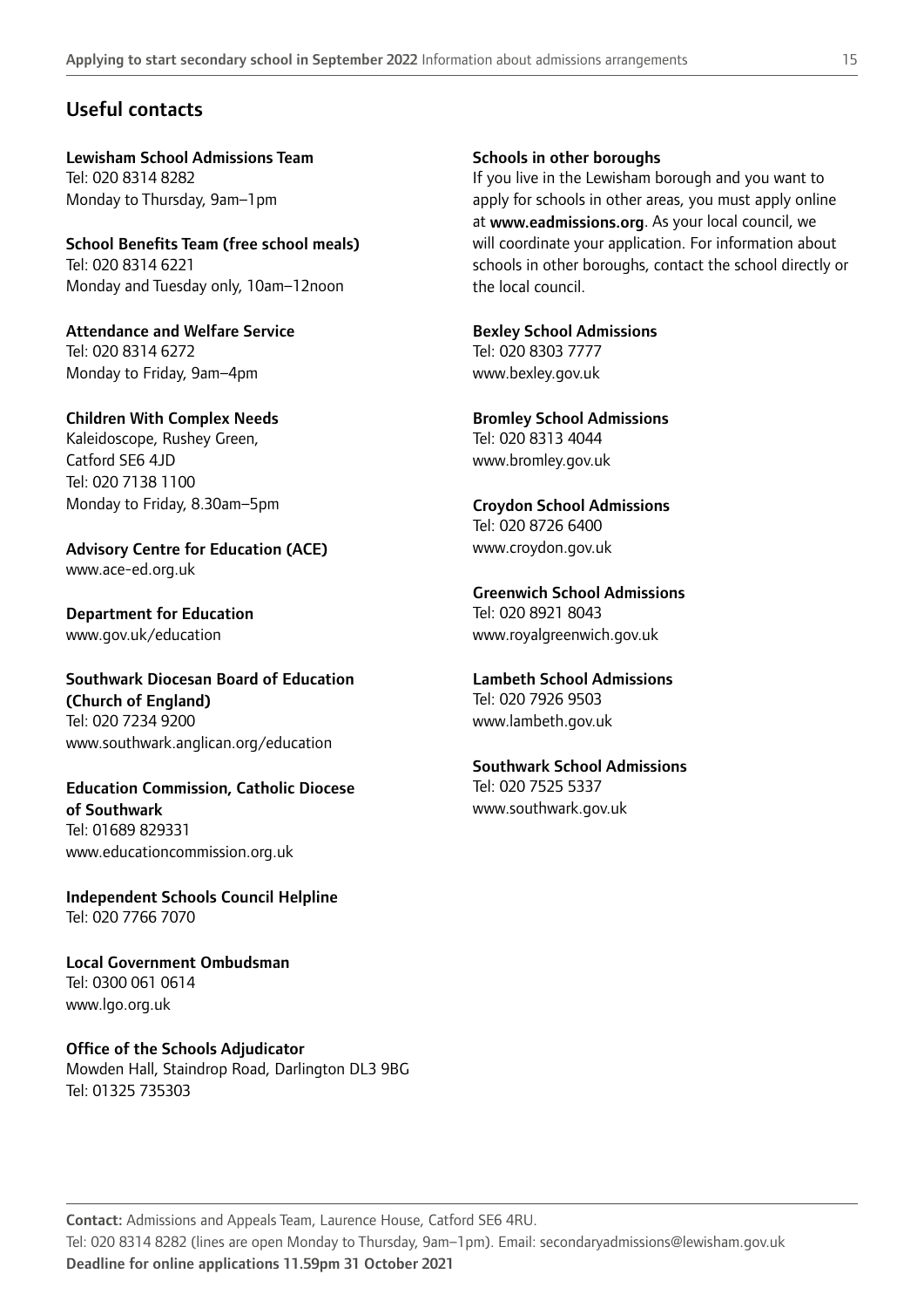## Useful contacts

**Lewisham School Admissions Team**
Tel: 020 8314 8282
Monday to Thursday, 9am–1pm

**School Benefits Team (free school meals)**
Tel: 020 8314 6221
Monday and Tuesday only, 10am–12noon

**Attendance and Welfare Service**
Tel: 020 8314 6272
Monday to Friday, 9am–4pm

**Children With Complex Needs**
Kaleidoscope, Rushey Green,
Catford SE6 4JD
Tel: 020 7138 1100
Monday to Friday, 8.30am–5pm

**Advisory Centre for Education (ACE)**
www.ace-ed.org.uk

**Department for Education**
www.gov.uk/education

**Southwark Diocesan Board of Education (Church of England)**
Tel: 020 7234 9200
www.southwark.anglican.org/education

**Education Commission, Catholic Diocese of Southwark**
Tel: 01689 829331
www.educationcommission.org.uk

**Independent Schools Council Helpline**
Tel: 020 7766 7070

**Local Government Ombudsman**
Tel: 0300 061 0614
www.lgo.org.uk

**Office of the Schools Adjudicator**
Mowden Hall, Staindrop Road, Darlington DL3 9BG
Tel: 01325 735303

**Schools in other boroughs**
If you live in the Lewisham borough and you want to apply for schools in other areas, you must apply online at **www.eadmissions.org**. As your local council, we will coordinate your application. For information about schools in other boroughs, contact the school directly or the local council.

**Bexley School Admissions**
Tel: 020 8303 7777
www.bexley.gov.uk

**Bromley School Admissions**
Tel: 020 8313 4044
www.bromley.gov.uk

**Croydon School Admissions**
Tel: 020 8726 6400
www.croydon.gov.uk

**Greenwich School Admissions**
Tel: 020 8921 8043
www.royalgreenwich.gov.uk

**Lambeth School Admissions**
Tel: 020 7926 9503
www.lambeth.gov.uk

**Southwark School Admissions**
Tel: 020 7525 5337
www.southwark.gov.uk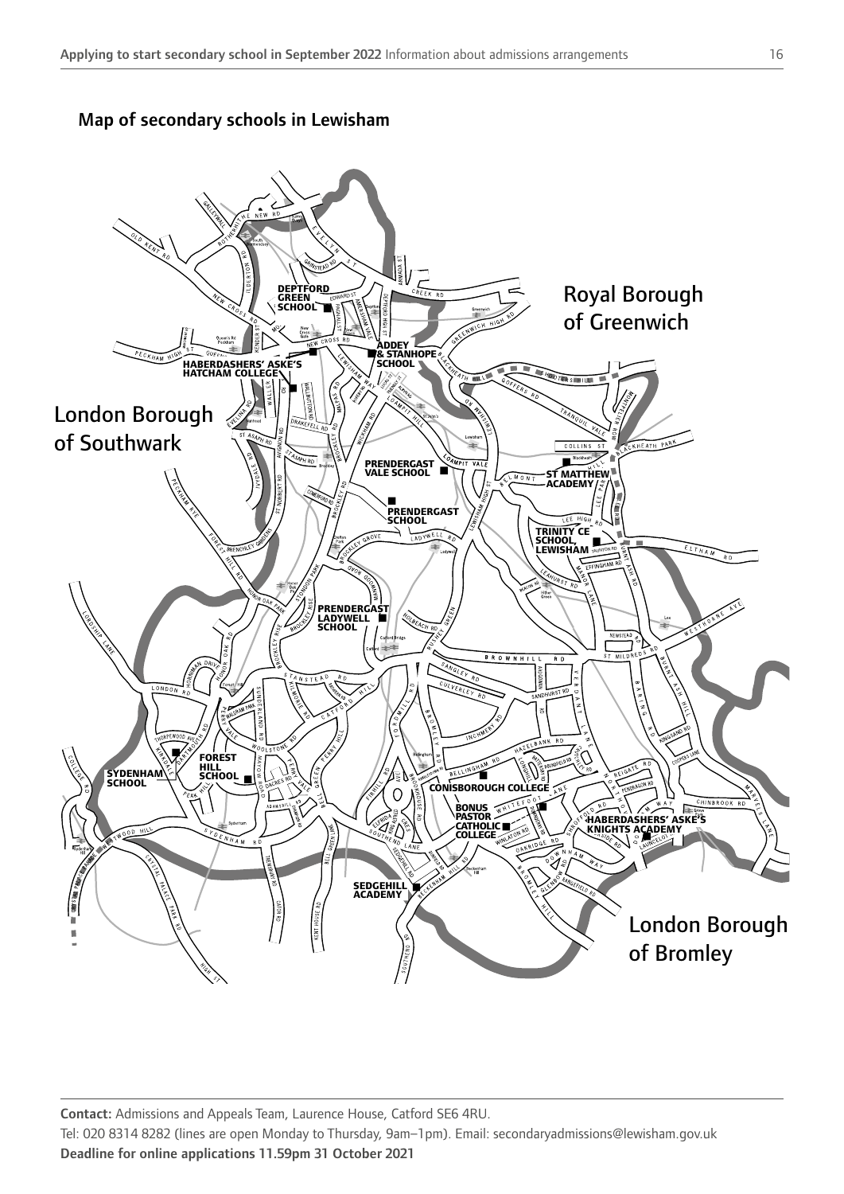## Map of secondary schools in Lewisham

Royal Borough of Greenwich

London Borough of Southwark

London Borough of Bromley

DEPTFORD GREEN SCHOOL

ADDEY & STANHOPE SCHOOL

HABERDASHERS' ASKE'S HATCHAM COLLEGE

PRENDERGAST VALE SCHOOL

ST MATTHEW ACADEMY

PRENDERGAST SCHOOL

TRINITY CE SCHOOL, LEWISHAM

PRENDERGAST LADYWELL SCHOOL

FOREST HILL SCHOOL

SYDENHAM SCHOOL

CONISBOROUGH COLLEGE

BONUS PASTOR CATHOLIC COLLEGE

HABERDASHERS' ASKE'S KNIGHTS ACADEMY

SEDGEHILL ACADEMY

**Contact:** Admissions and Appeals Team, Laurence House, Catford SE6 4RU.

Tel: 020 8314 8282 (lines are open Monday to Thursday, 9am–1pm). Email: secondaryadmissions@lewisham.gov.uk

**Deadline for online applications 11.59pm 31 October 2021**